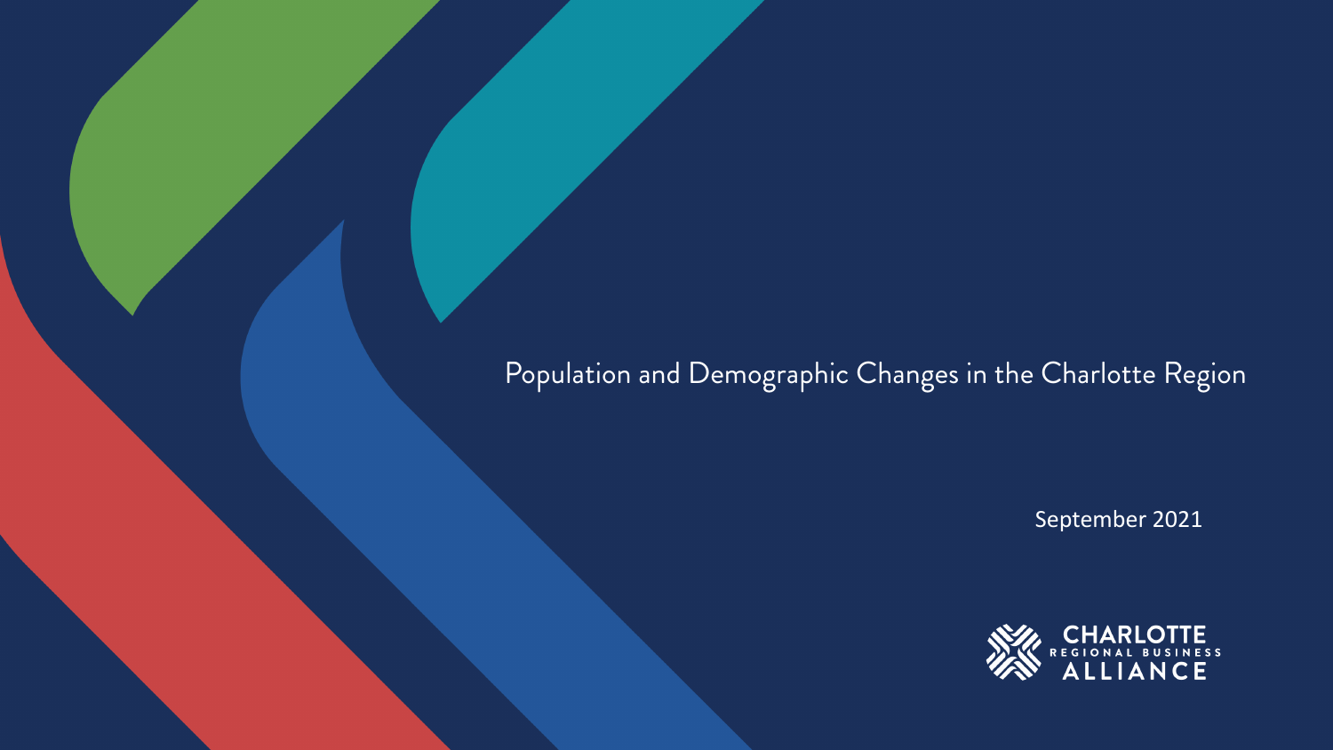# Population and Demographic Changes in the Charlotte Region

September 2021

CHARLOTTE REGIONAL BUSINESS ALLIANCE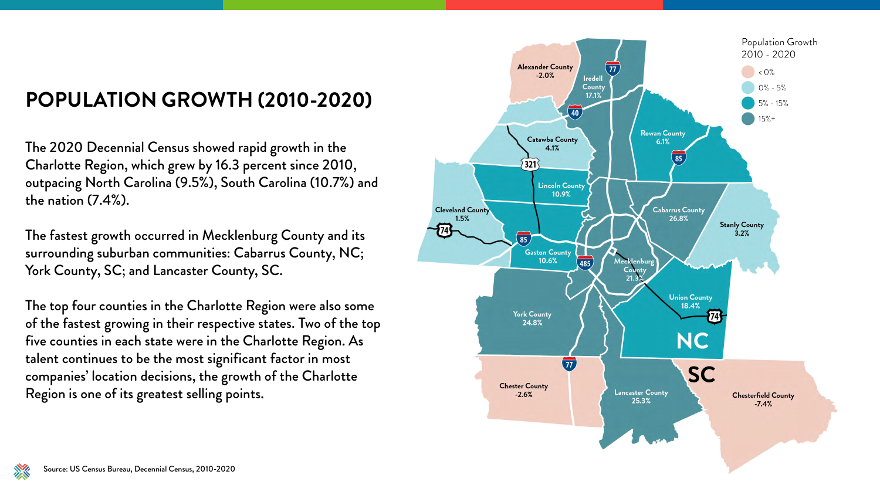# POPULATION GROWTH (2010-2020)

The 2020 Decennial Census showed rapid growth in the Charlotte Region, which grew by 16.3 percent since 2010, outpacing North Carolina (9.5%), South Carolina (10.7%) and the nation (7.4%).

The fastest growth occurred in Mecklenburg County and its surrounding suburban communities: Cabarrus County, NC; York County, SC; and Lancaster County, SC.

The top four counties in the Charlotte Region were also some of the fastest growing in their respective states. Two of the top five counties in each state were in the Charlotte Region. As talent continues to be the most significant factor in most companies' location decisions, the growth of the Charlotte Region is one of its greatest selling points.

Population Growth 2010 - 2020

| County | Growth |
| --- | --- |
| Alexander County | -2.0% |
| Iredell County | 17.1% |
| Catawba County | 4.1% |
| Rowan County | 6.1% |
| Lincoln County | 10.9% |
| Cleveland County | 1.5% |
| Cabarrus County | 26.8% |
| Stanly County | 3.2% |
| Gaston County | 10.6% |
| Mecklenburg County | 21.3% |
| Union County | 18.4% |
| York County | 24.8% |
| Chester County | -2.6% |
| Lancaster County | 25.3% |
| Chesterfield County | -7.4% |

Source: US Census Bureau, Decennial Census, 2010-2020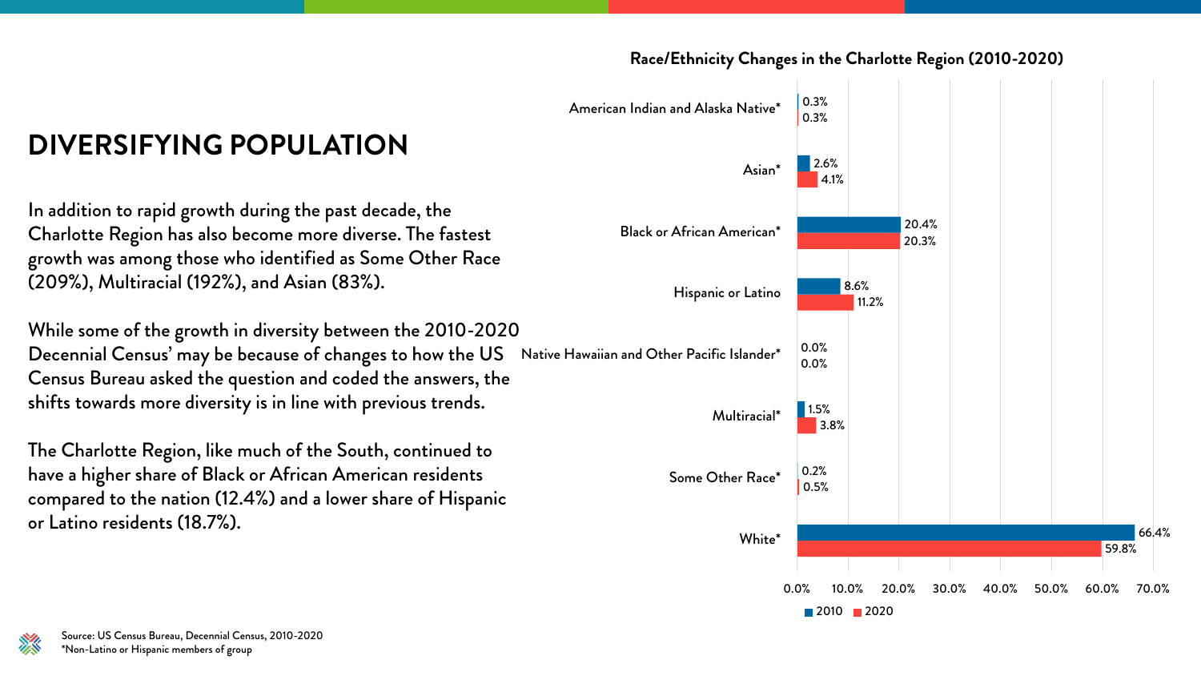# DIVERSIFYING POPULATION

In addition to rapid growth during the past decade, the Charlotte Region has also become more diverse. The fastest growth was among those who identified as Some Other Race (209%), Multiracial (192%), and Asian (83%).

While some of the growth in diversity between the 2010-2020 Decennial Census' may be because of changes to how the US Census Bureau asked the question and coded the answers, the shifts towards more diversity is in line with previous trends.

The Charlotte Region, like much of the South, continued to have a higher share of Black or African American residents compared to the nation (12.4%) and a lower share of Hispanic or Latino residents (18.7%).

**Race/Ethnicity Changes in the Charlotte Region (2010-2020)**

| Race/Ethnicity | 2010 | 2020 |
| --- | --- | --- |
| American Indian and Alaska Native* | 0.3% | 0.3% |
| Asian* | 2.6% | 4.1% |
| Black or African American* | 20.4% | 20.3% |
| Hispanic or Latino | 8.6% | 11.2% |
| Native Hawaiian and Other Pacific Islander* | 0.0% | 0.0% |
| Multiracial* | 1.5% | 3.8% |
| Some Other Race* | 0.2% | 0.5% |
| White* | 66.4% | 59.8% |

Source: US Census Bureau, Decennial Census, 2010-2020
*Non-Latino or Hispanic members of group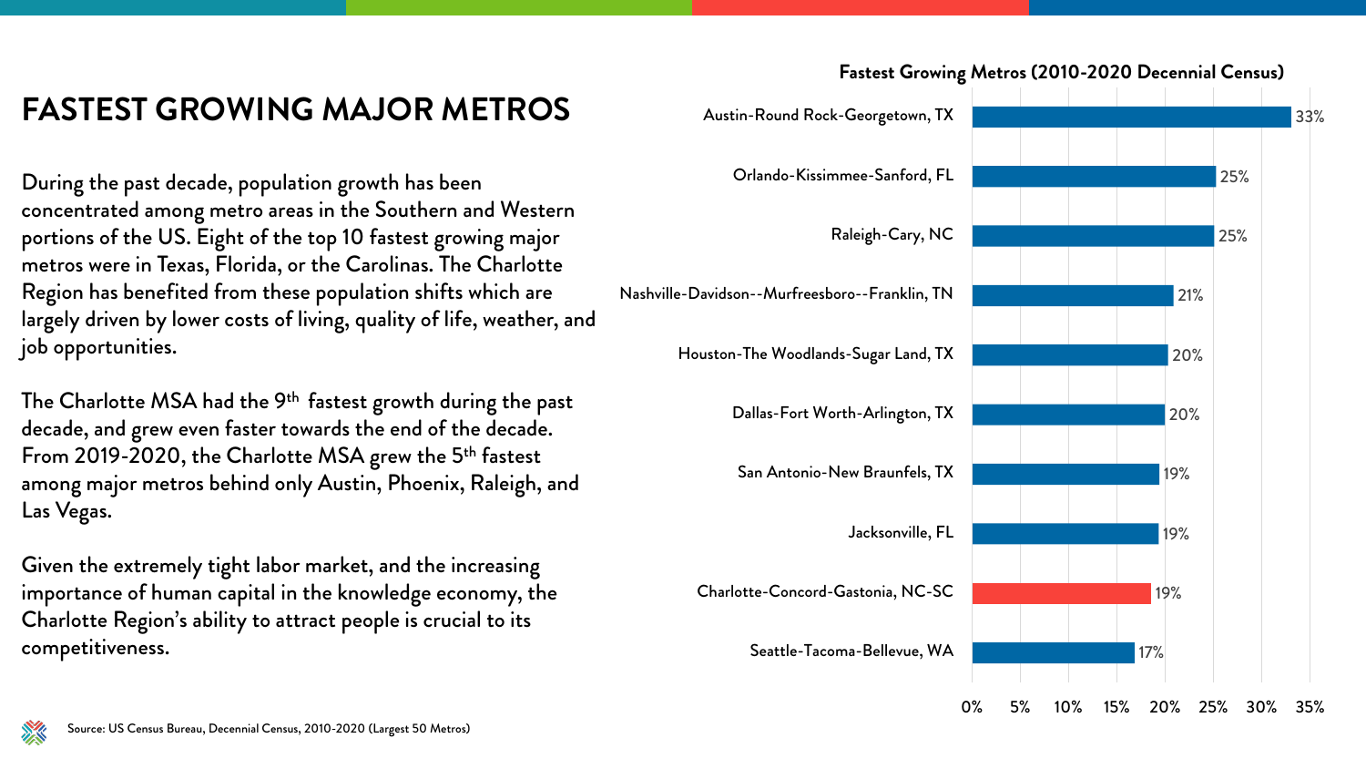# FASTEST GROWING MAJOR METROS

During the past decade, population growth has been concentrated among metro areas in the Southern and Western portions of the US. Eight of the top 10 fastest growing major metros were in Texas, Florida, or the Carolinas. The Charlotte Region has benefited from these population shifts which are largely driven by lower costs of living, quality of life, weather, and job opportunities.

The Charlotte MSA had the 9th fastest growth during the past decade, and grew even faster towards the end of the decade. From 2019-2020, the Charlotte MSA grew the 5th fastest among major metros behind only Austin, Phoenix, Raleigh, and Las Vegas.

Given the extremely tight labor market, and the increasing importance of human capital in the knowledge economy, the Charlotte Region's ability to attract people is crucial to its competitiveness.

**Fastest Growing Metros (2010-2020 Decennial Census)**

| Metro | Growth |
| --- | --- |
| Austin-Round Rock-Georgetown, TX | 33% |
| Orlando-Kissimmee-Sanford, FL | 25% |
| Raleigh-Cary, NC | 25% |
| Nashville-Davidson--Murfreesboro--Franklin, TN | 21% |
| Houston-The Woodlands-Sugar Land, TX | 20% |
| Dallas-Fort Worth-Arlington, TX | 20% |
| San Antonio-New Braunfels, TX | 19% |
| Jacksonville, FL | 19% |
| Charlotte-Concord-Gastonia, NC-SC | 19% |
| Seattle-Tacoma-Bellevue, WA | 17% |

Source: US Census Bureau, Decennial Census, 2010-2020 (Largest 50 Metros)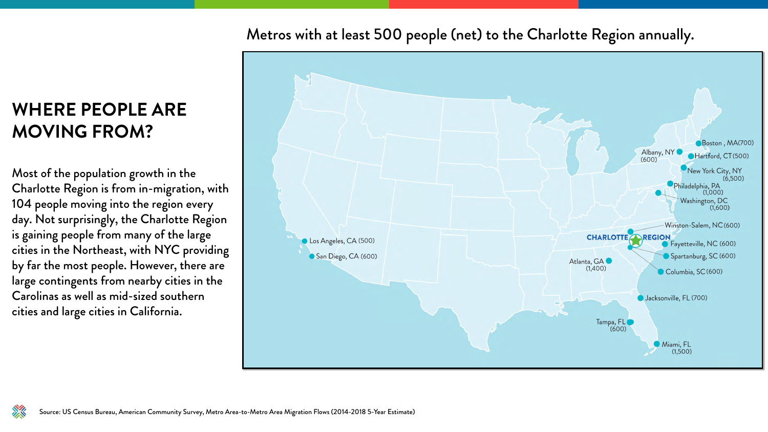# WHERE PEOPLE ARE MOVING FROM?

Most of the population growth in the Charlotte Region is from in-migration, with 104 people moving into the region every day. Not surprisingly, the Charlotte Region is gaining people from many of the large cities in the Northeast, with NYC providing by far the most people. However, there are large contingents from nearby cities in the Carolinas as well as mid-sized southern cities and large cities in California.

## Metros with at least 500 people (net) to the Charlotte Region annually.

| Metro | People (net) |
|---|---|
| Boston, MA | 700 |
| Hartford, CT | 500 |
| Albany, NY | 600 |
| New York City, NY | 6,500 |
| Philadelphia, PA | 1,000 |
| Washington, DC | 1,600 |
| Winston-Salem, NC | 600 |
| Fayetteville, NC | 600 |
| Spartanburg, SC | 600 |
| Columbia, SC | 600 |
| Atlanta, GA | 1,400 |
| Jacksonville, FL | 700 |
| Tampa, FL | 600 |
| Miami, FL | 1,500 |
| Los Angeles, CA | 500 |
| San Diego, CA | 600 |

Source: US Census Bureau, American Community Survey, Metro Area-to-Metro Area Migration Flows (2014-2018 5-Year Estimate)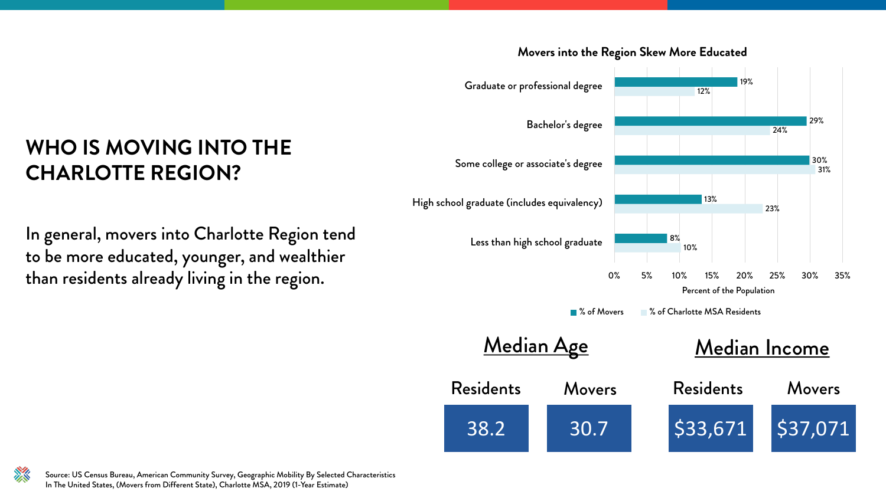# WHO IS MOVING INTO THE CHARLOTTE REGION?

In general, movers into Charlotte Region tend to be more educated, younger, and wealthier than residents already living in the region.

**Movers into the Region Skew More Educated**

| Educational Attainment | % of Movers | % of Charlotte MSA Residents |
|---|---|---|
| Graduate or professional degree | 19% | 12% |
| Bachelor's degree | 29% | 24% |
| Some college or associate's degree | 30% | 31% |
| High school graduate (includes equivalency) | 13% | 23% |
| Less than high school graduate | 8% | 10% |

Percent of the Population

## Median Age

| Residents | Movers |
|---|---|
| 38.2 | 30.7 |

## Median Income

| Residents | Movers |
|---|---|
| $33,671 | $37,071 |

Source: US Census Bureau, American Community Survey, Geographic Mobility By Selected Characteristics In The United States, (Movers from Different State), Charlotte MSA, 2019 (1-Year Estimate)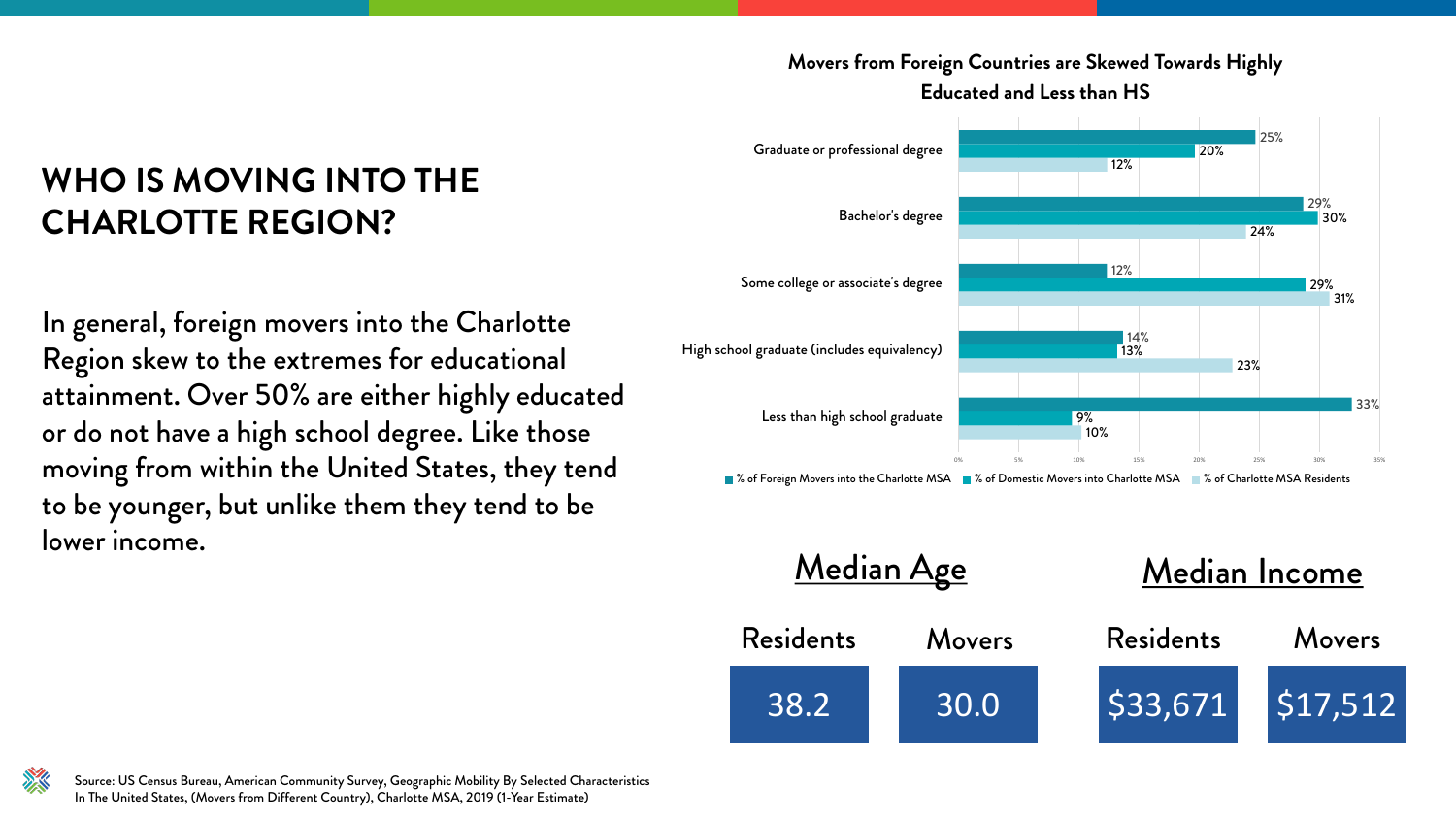# WHO IS MOVING INTO THE CHARLOTTE REGION?

In general, foreign movers into the Charlotte Region skew to the extremes for educational attainment. Over 50% are either highly educated or do not have a high school degree. Like those moving from within the United States, they tend to be younger, but unlike them they tend to be lower income.

**Movers from Foreign Countries are Skewed Towards Highly Educated and Less than HS**

| | % of Foreign Movers into the Charlotte MSA | % of Domestic Movers into Charlotte MSA | % of Charlotte MSA Residents |
|---|---|---|---|
| Graduate or professional degree | 25% | 20% | 12% |
| Bachelor's degree | 29% | 30% | 24% |
| Some college or associate's degree | 12% | 29% | 31% |
| High school graduate (includes equivalency) | 14% | 13% | 23% |
| Less than high school graduate | 33% | 9% | 10% |

## Median Age

| Residents | Movers |
|---|---|
| 38.2 | 30.0 |

## Median Income

| Residents | Movers |
|---|---|
| $33,671 | $17,512 |

Source: US Census Bureau, American Community Survey, Geographic Mobility By Selected Characteristics In The United States, (Movers from Different Country), Charlotte MSA, 2019 (1-Year Estimate)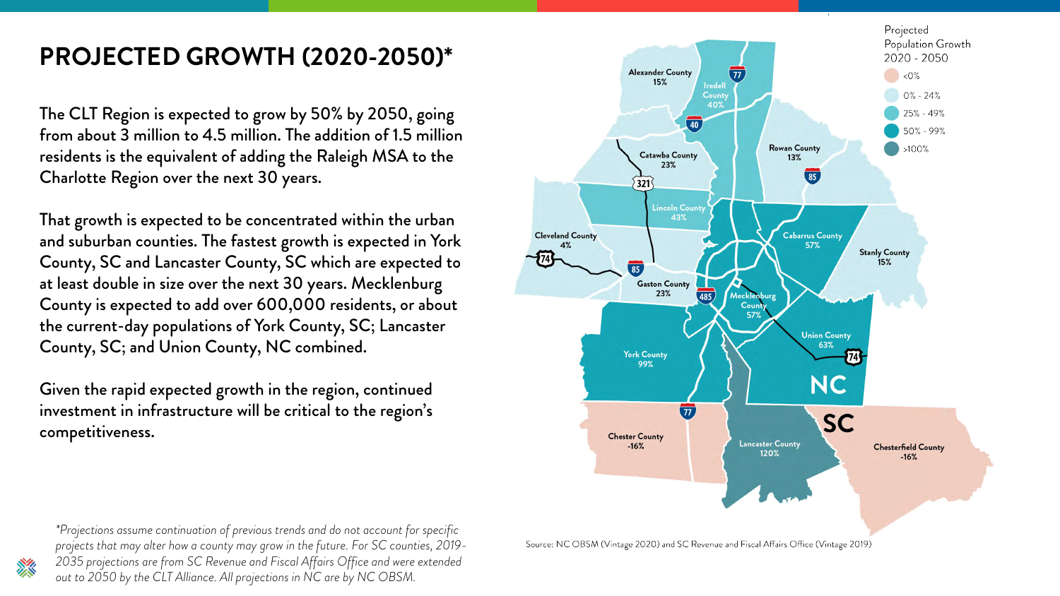# PROJECTED GROWTH (2020-2050)*

The CLT Region is expected to grow by 50% by 2050, going from about 3 million to 4.5 million. The addition of 1.5 million residents is the equivalent of adding the Raleigh MSA to the Charlotte Region over the next 30 years.

That growth is expected to be concentrated within the urban and suburban counties. The fastest growth is expected in York County, SC and Lancaster County, SC which are expected to at least double in size over the next 30 years. Mecklenburg County is expected to add over 600,000 residents, or about the current-day populations of York County, SC; Lancaster County, SC; and Union County, NC combined.

Given the rapid expected growth in the region, continued investment in infrastructure will be critical to the region's competitiveness.

Projected Population Growth 2020 - 2050

- <0%
- 0% - 24%
- 25% - 49%
- 50% - 99%
- >100%

| County | Projected Growth |
|---|---|
| Alexander County | 15% |
| Iredell County | 40% |
| Rowan County | 13% |
| Catawba County | 23% |
| Lincoln County | 43% |
| Cleveland County | 4% |
| Cabarrus County | 57% |
| Stanly County | 15% |
| Gaston County | 23% |
| Mecklenburg County | 57% |
| Union County | 63% |
| York County | 99% |
| Chester County | -16% |
| Lancaster County | 120% |
| Chesterfield County | -16% |

Source: NC OBSM (Vintage 2020) and SC Revenue and Fiscal Affairs Office (Vintage 2019)

*\*Projections assume continuation of previous trends and do not account for specific projects that may alter how a county may grow in the future. For SC counties, 2019-2035 projections are from SC Revenue and Fiscal Affairs Office and were extended out to 2050 by the CLT Alliance. All projections in NC are by NC OBSM.*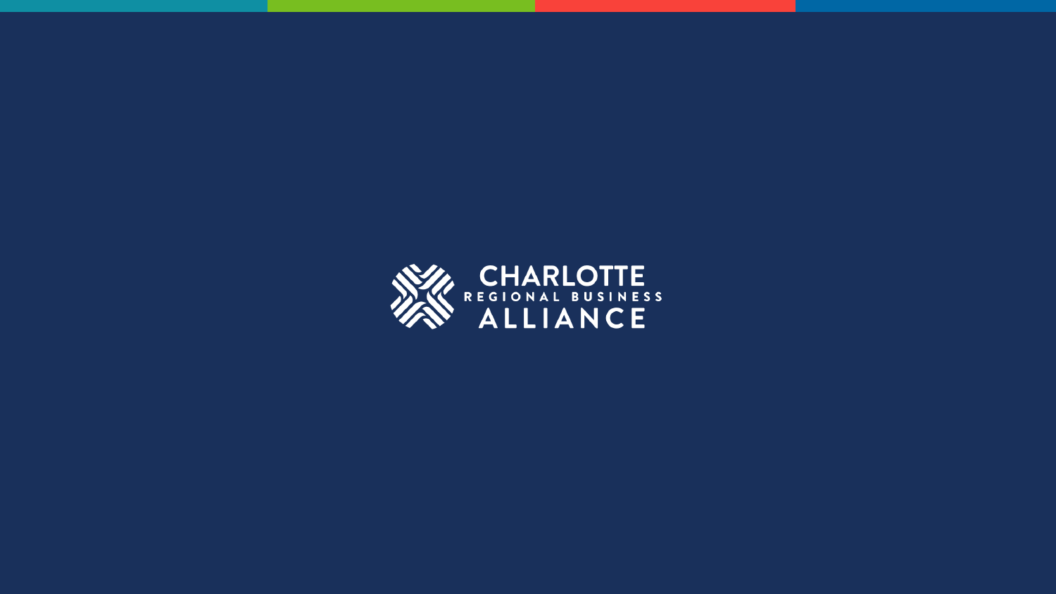CHARLOTTE
REGIONAL BUSINESS
ALLIANCE